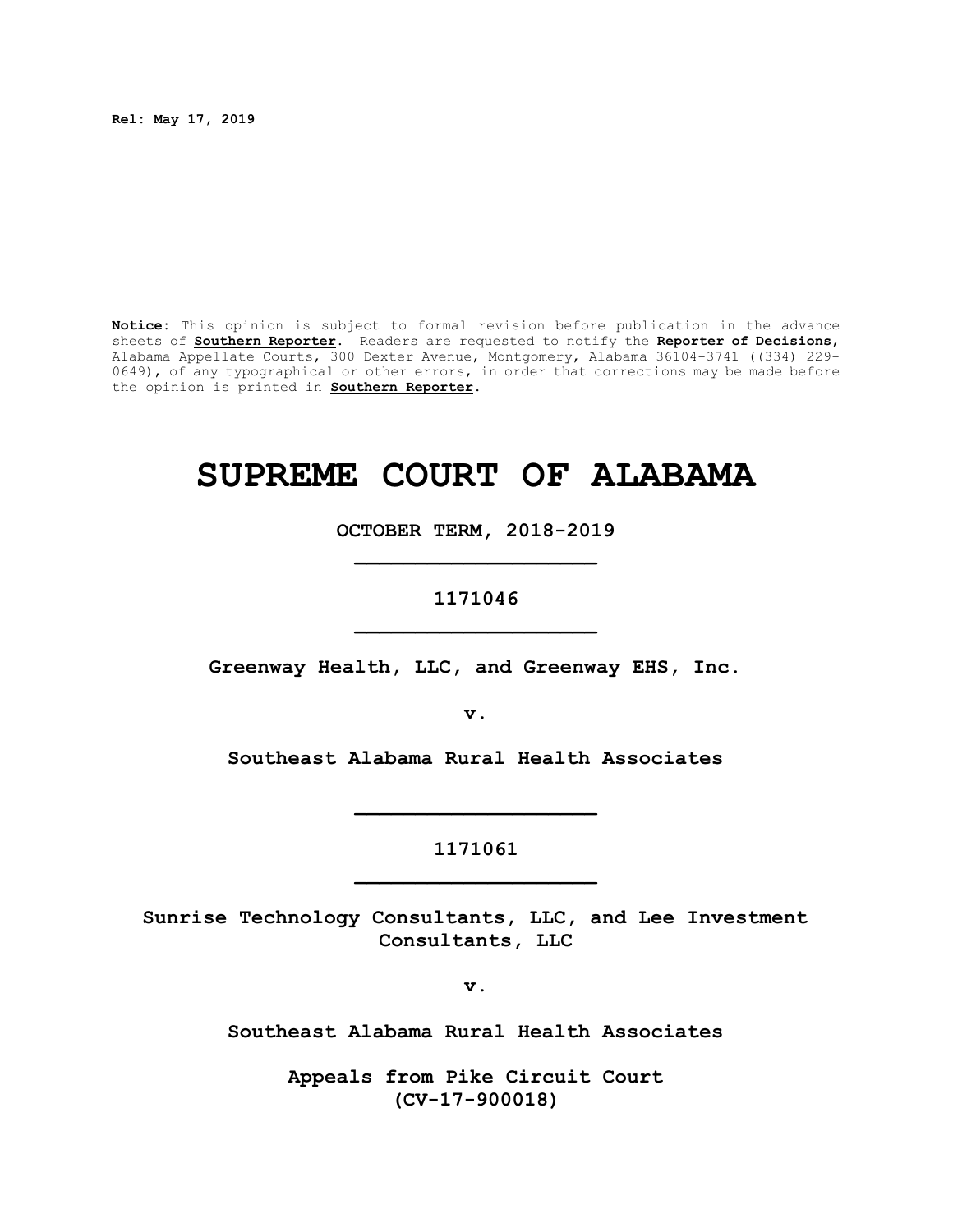**Rel: May 17, 2019**

**Notice:** This opinion is subject to formal revision before publication in the advance sheets of **Southern Reporter**. Readers are requested to notify the **Reporter of Decisions**, Alabama Appellate Courts, 300 Dexter Avenue, Montgomery, Alabama 36104-3741 ((334) 229-0649), of any typographical or other errors, in order that corrections may be made before the opinion is printed in **Southern Reporter**.

# SUPREME COURT OF ALABAMA

**OCTOBER TERM, 2018-2019**

---

**1171046**

---

**Greenway Health, LLC, and Greenway EHS, Inc.**

**v.**

**Southeast Alabama Rural Health Associates**

---

**1171061**

---

**Sunrise Technology Consultants, LLC, and Lee Investment Consultants, LLC**

**v.**

**Southeast Alabama Rural Health Associates**

**Appeals from Pike Circuit Court (CV-17-900018)**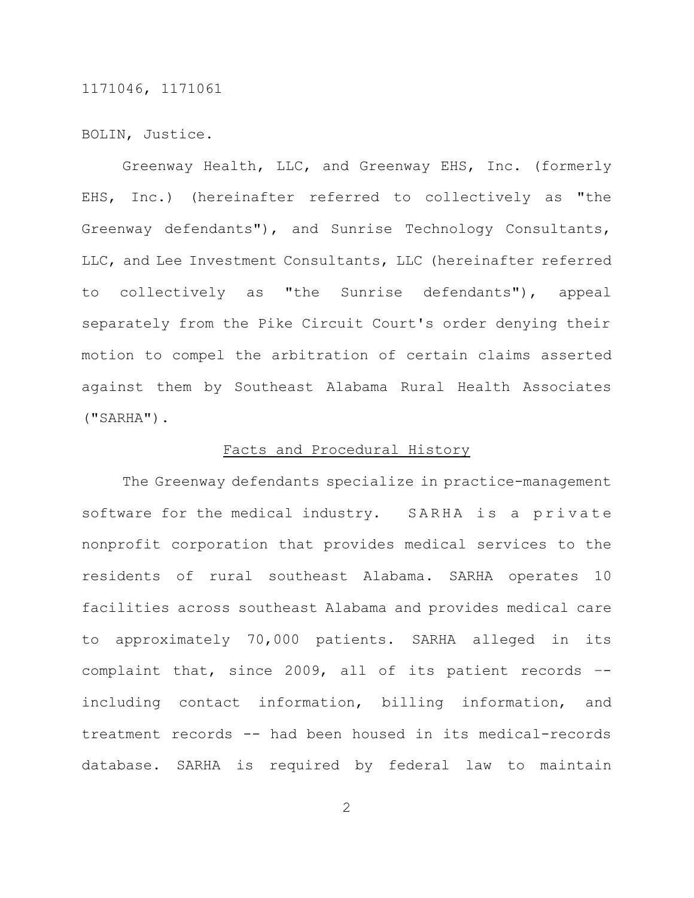1171046, 1171061

BOLIN, Justice.

Greenway Health, LLC, and Greenway EHS, Inc. (formerly EHS, Inc.) (hereinafter referred to collectively as "the Greenway defendants"), and Sunrise Technology Consultants, LLC, and Lee Investment Consultants, LLC (hereinafter referred to collectively as "the Sunrise defendants"), appeal separately from the Pike Circuit Court's order denying their motion to compel the arbitration of certain claims asserted against them by Southeast Alabama Rural Health Associates ("SARHA").

## Facts and Procedural History

The Greenway defendants specialize in practice-management software for the medical industry. SARHA is a private nonprofit corporation that provides medical services to the residents of rural southeast Alabama. SARHA operates 10 facilities across southeast Alabama and provides medical care to approximately 70,000 patients. SARHA alleged in its complaint that, since 2009, all of its patient records -- including contact information, billing information, and treatment records -- had been housed in its medical-records database. SARHA is required by federal law to maintain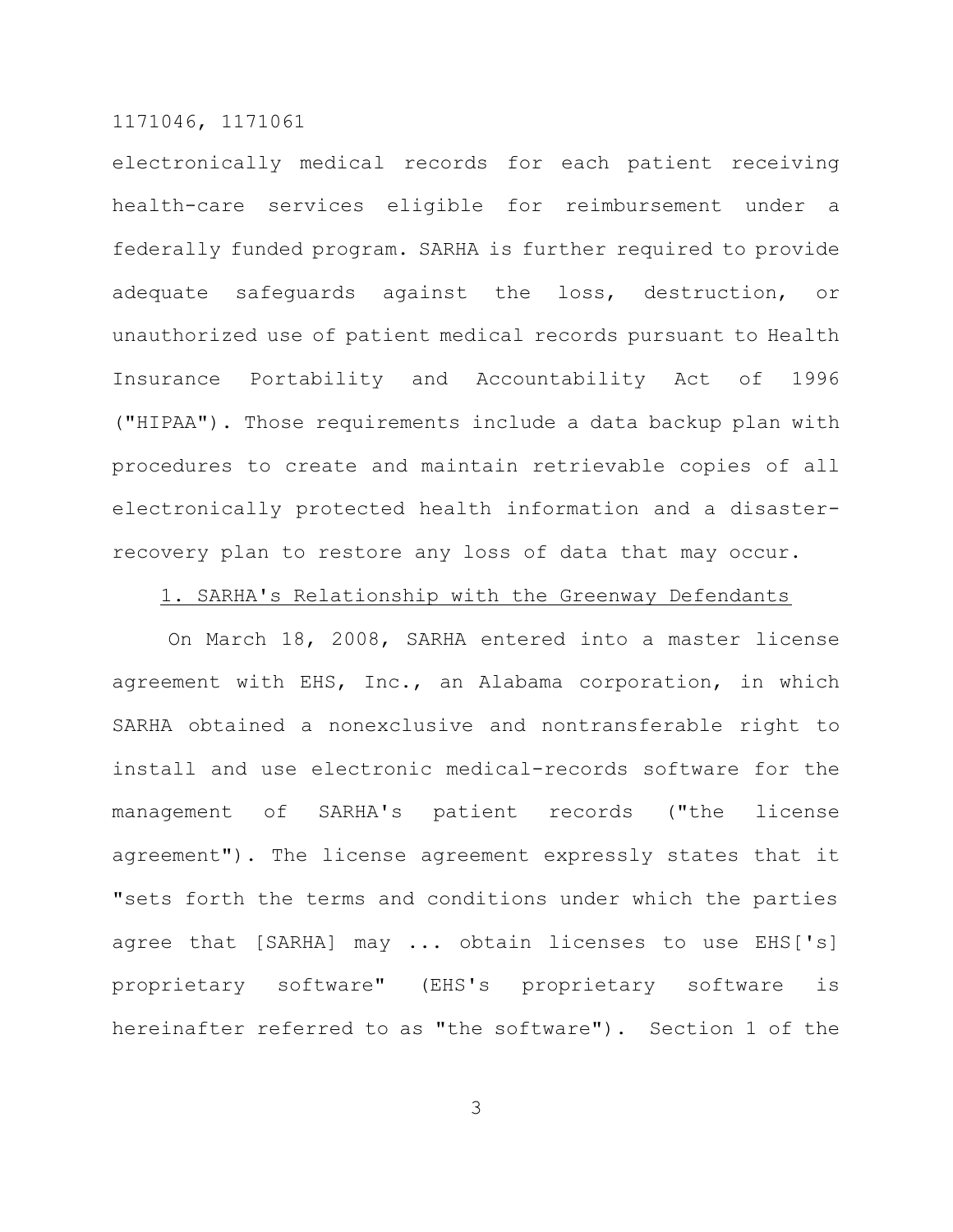electronically medical records for each patient receiving health-care services eligible for reimbursement under a federally funded program. SARHA is further required to provide adequate safeguards against the loss, destruction, or unauthorized use of patient medical records pursuant to Health Insurance Portability and Accountability Act of 1996 ("HIPAA"). Those requirements include a data backup plan with procedures to create and maintain retrievable copies of all electronically protected health information and a disaster-recovery plan to restore any loss of data that may occur.

<u>1. SARHA's Relationship with the Greenway Defendants</u>

On March 18, 2008, SARHA entered into a master license agreement with EHS, Inc., an Alabama corporation, in which SARHA obtained a nonexclusive and nontransferable right to install and use electronic medical-records software for the management of SARHA's patient records ("the license agreement"). The license agreement expressly states that it "sets forth the terms and conditions under which the parties agree that [SARHA] may ... obtain licenses to use EHS['s] proprietary software" (EHS's proprietary software is hereinafter referred to as "the software"). Section 1 of the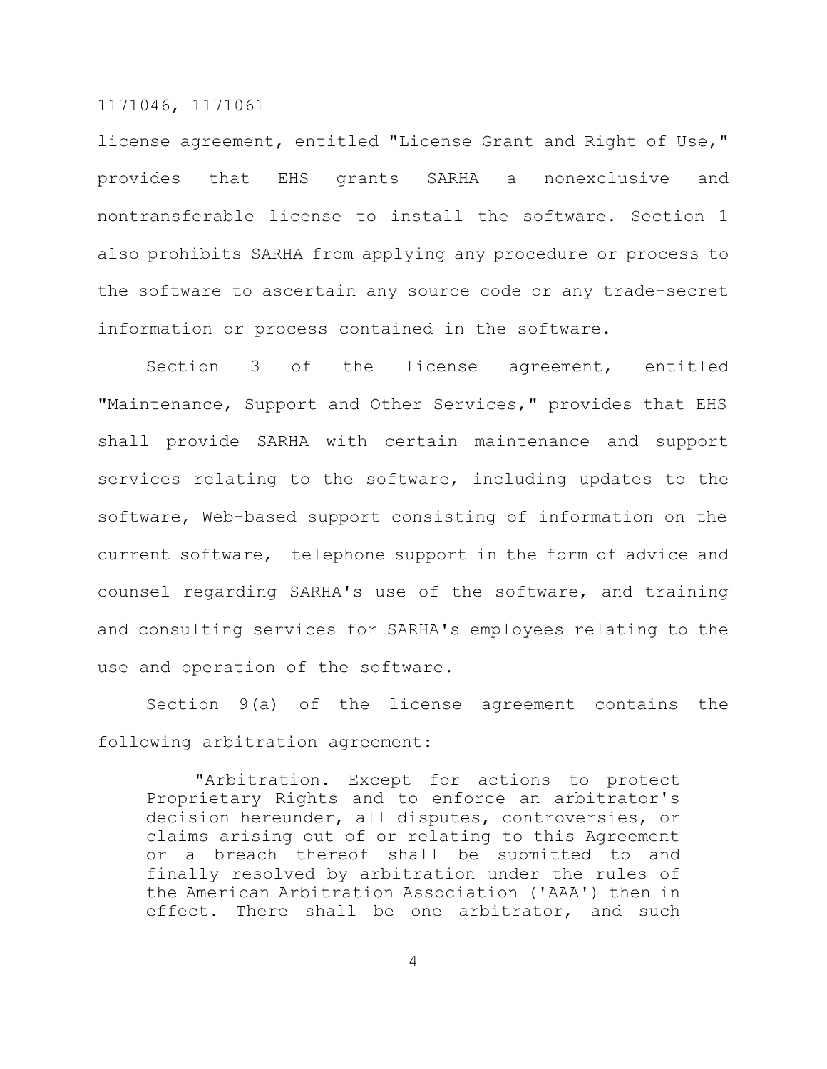license agreement, entitled "License Grant and Right of Use," provides that EHS grants SARHA a nonexclusive and nontransferable license to install the software. Section 1 also prohibits SARHA from applying any procedure or process to the software to ascertain any source code or any trade-secret information or process contained in the software.

Section 3 of the license agreement, entitled "Maintenance, Support and Other Services," provides that EHS shall provide SARHA with certain maintenance and support services relating to the software, including updates to the software, Web-based support consisting of information on the current software, telephone support in the form of advice and counsel regarding SARHA's use of the software, and training and consulting services for SARHA's employees relating to the use and operation of the software.

Section 9(a) of the license agreement contains the following arbitration agreement:

> "Arbitration. Except for actions to protect Proprietary Rights and to enforce an arbitrator's decision hereunder, all disputes, controversies, or claims arising out of or relating to this Agreement or a breach thereof shall be submitted to and finally resolved by arbitration under the rules of the American Arbitration Association ('AAA') then in effect. There shall be one arbitrator, and such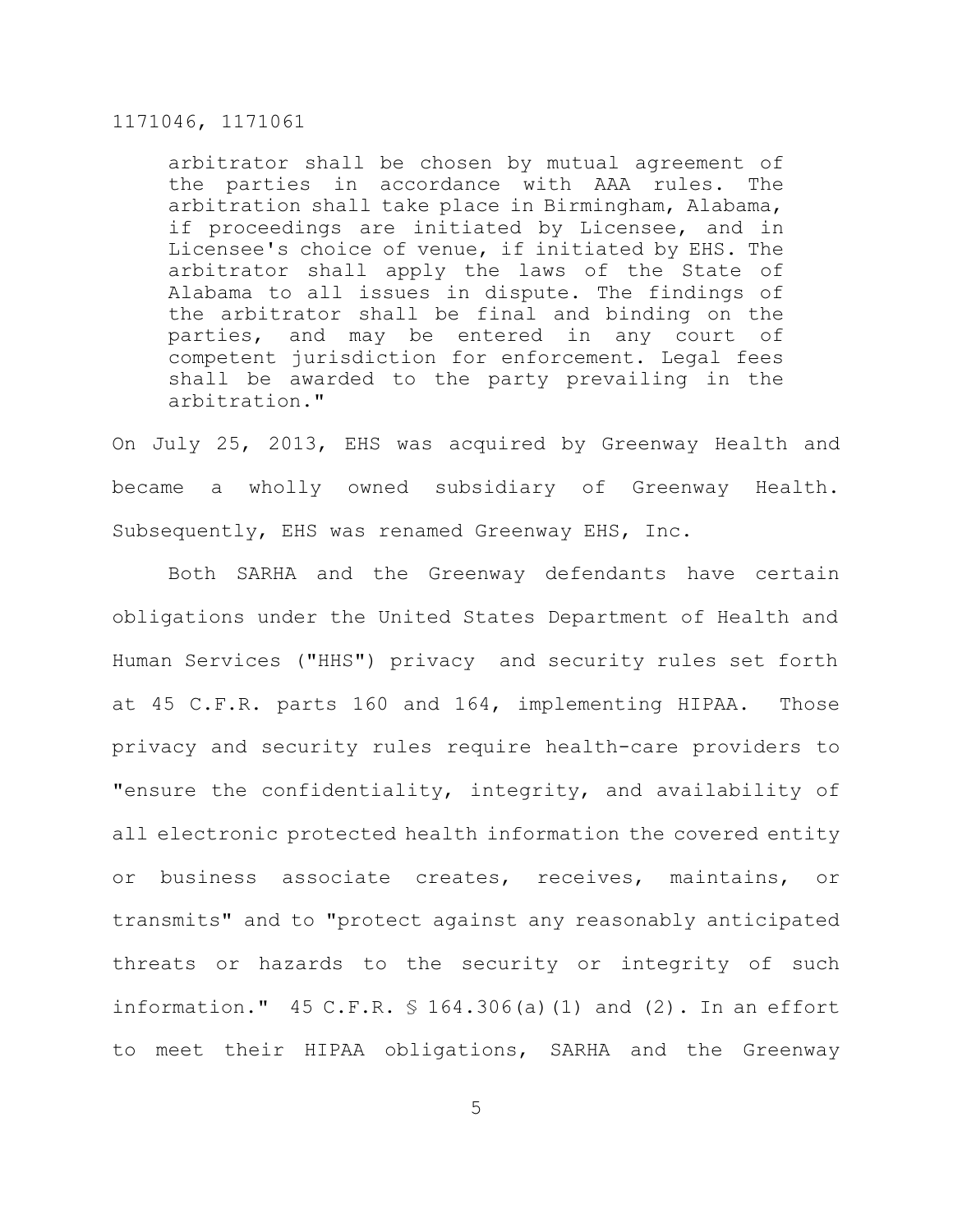> arbitrator shall be chosen by mutual agreement of the parties in accordance with AAA rules. The arbitration shall take place in Birmingham, Alabama, if proceedings are initiated by Licensee, and in Licensee's choice of venue, if initiated by EHS. The arbitrator shall apply the laws of the State of Alabama to all issues in dispute. The findings of the arbitrator shall be final and binding on the parties, and may be entered in any court of competent jurisdiction for enforcement. Legal fees shall be awarded to the party prevailing in the arbitration."

On July 25, 2013, EHS was acquired by Greenway Health and became a wholly owned subsidiary of Greenway Health. Subsequently, EHS was renamed Greenway EHS, Inc.

Both SARHA and the Greenway defendants have certain obligations under the United States Department of Health and Human Services ("HHS") privacy and security rules set forth at 45 C.F.R. parts 160 and 164, implementing HIPAA. Those privacy and security rules require health-care providers to "ensure the confidentiality, integrity, and availability of all electronic protected health information the covered entity or business associate creates, receives, maintains, or transmits" and to "protect against any reasonably anticipated threats or hazards to the security or integrity of such information." 45 C.F.R. § 164.306(a)(1) and (2). In an effort to meet their HIPAA obligations, SARHA and the Greenway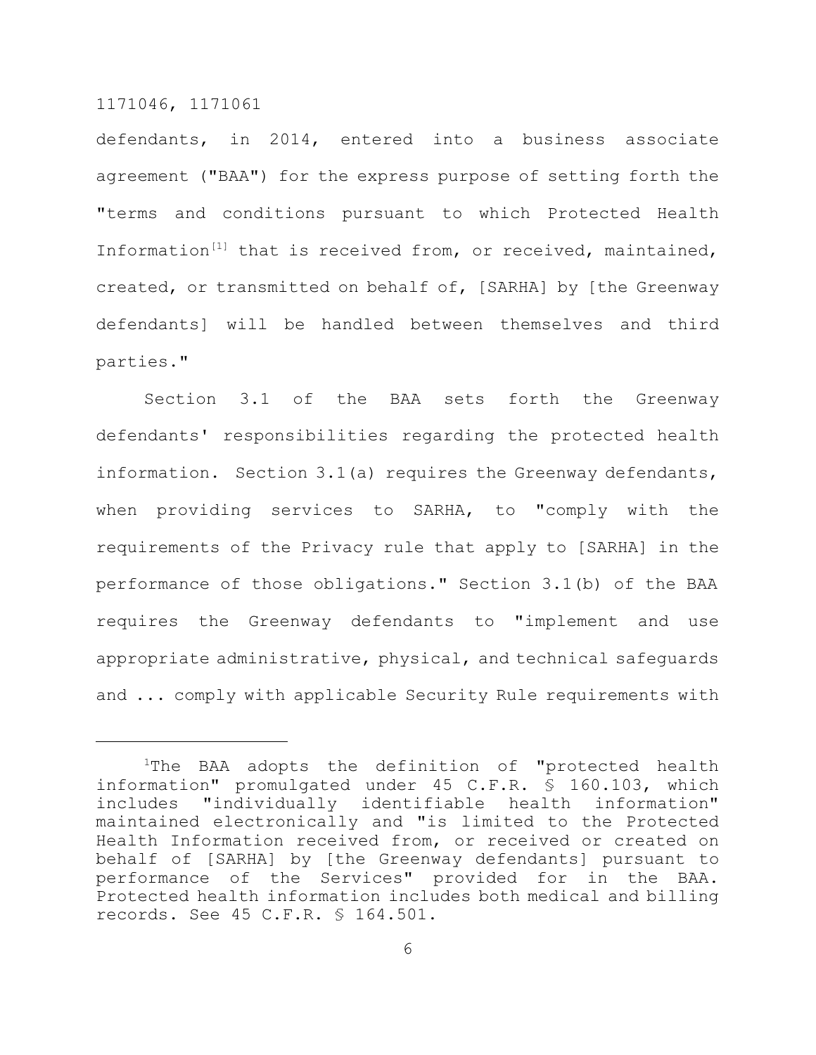defendants, in 2014, entered into a business associate agreement ("BAA") for the express purpose of setting forth the "terms and conditions pursuant to which Protected Health Information[1] that is received from, or received, maintained, created, or transmitted on behalf of, [SARHA] by [the Greenway defendants] will be handled between themselves and third parties."

Section 3.1 of the BAA sets forth the Greenway defendants' responsibilities regarding the protected health information. Section 3.1(a) requires the Greenway defendants, when providing services to SARHA, to "comply with the requirements of the Privacy rule that apply to [SARHA] in the performance of those obligations." Section 3.1(b) of the BAA requires the Greenway defendants to "implement and use appropriate administrative, physical, and technical safeguards and ... comply with applicable Security Rule requirements with

---

[1]The BAA adopts the definition of "protected health information" promulgated under 45 C.F.R. § 160.103, which includes "individually identifiable health information" maintained electronically and "is limited to the Protected Health Information received from, or received or created on behalf of [SARHA] by [the Greenway defendants] pursuant to performance of the Services" provided for in the BAA. Protected health information includes both medical and billing records. See 45 C.F.R. § 164.501.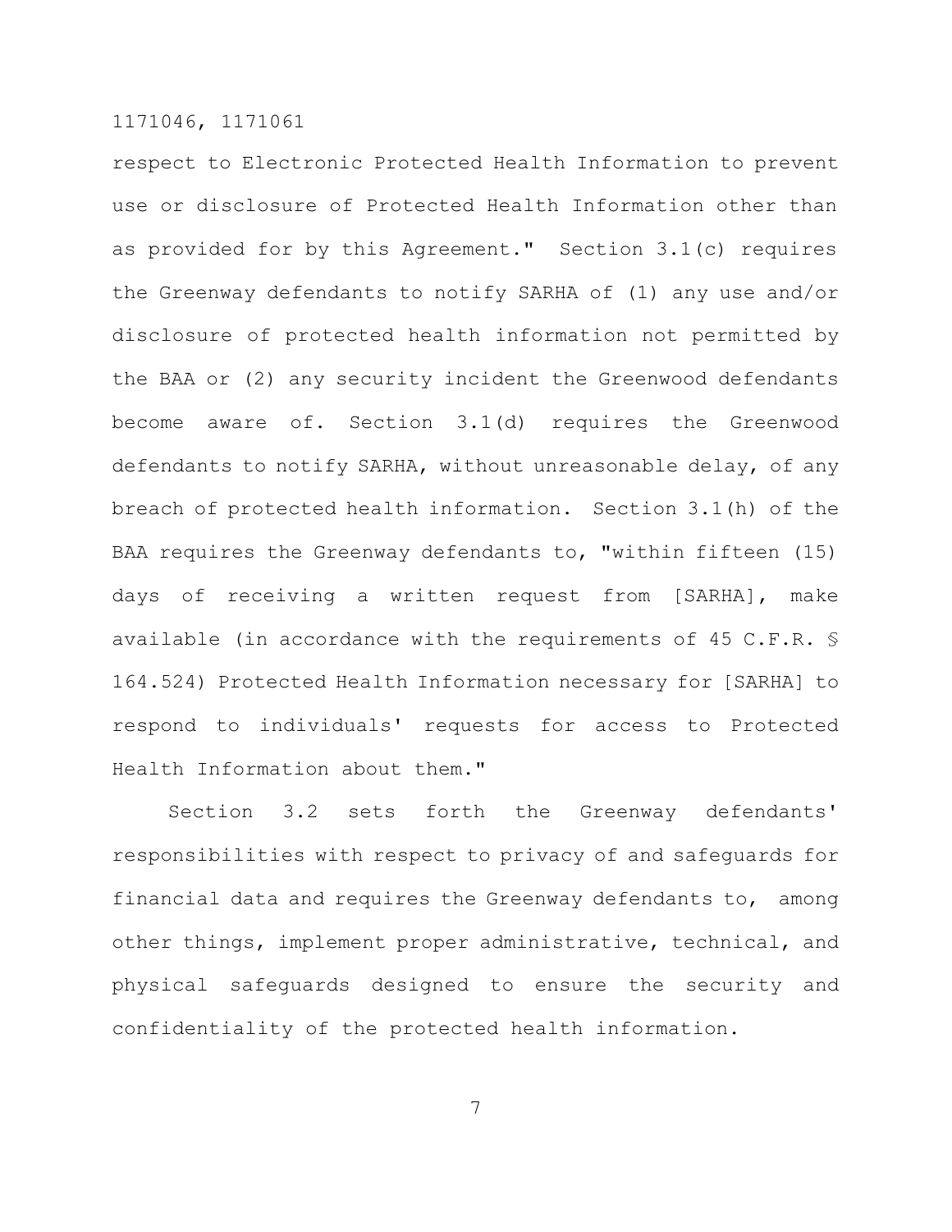respect to Electronic Protected Health Information to prevent use or disclosure of Protected Health Information other than as provided for by this Agreement." Section 3.1(c) requires the Greenway defendants to notify SARHA of (1) any use and/or disclosure of protected health information not permitted by the BAA or (2) any security incident the Greenwood defendants become aware of. Section 3.1(d) requires the Greenwood defendants to notify SARHA, without unreasonable delay, of any breach of protected health information. Section 3.1(h) of the BAA requires the Greenway defendants to, "within fifteen (15) days of receiving a written request from [SARHA], make available (in accordance with the requirements of 45 C.F.R. § 164.524) Protected Health Information necessary for [SARHA] to respond to individuals' requests for access to Protected Health Information about them."

Section 3.2 sets forth the Greenway defendants' responsibilities with respect to privacy of and safeguards for financial data and requires the Greenway defendants to, among other things, implement proper administrative, technical, and physical safeguards designed to ensure the security and confidentiality of the protected health information.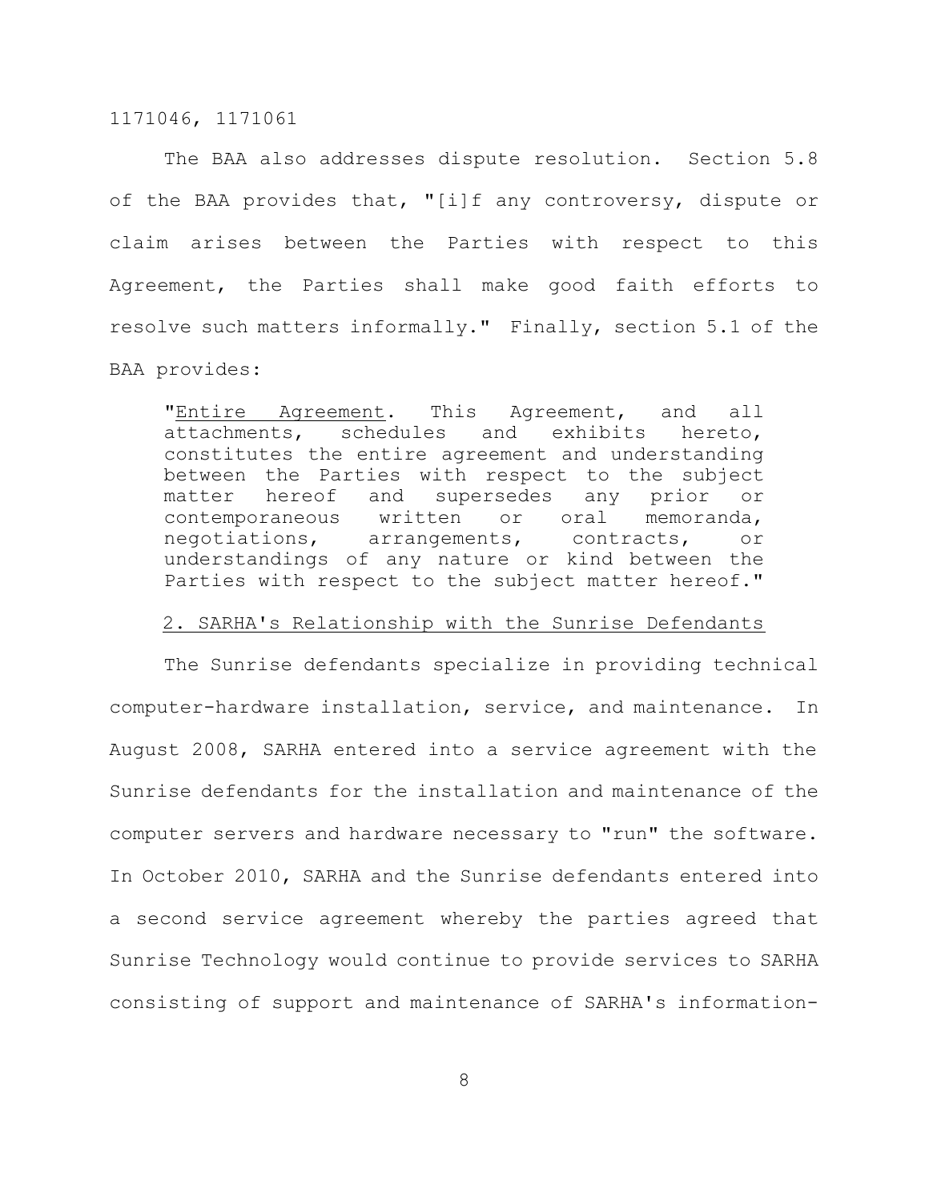The BAA also addresses dispute resolution. Section 5.8 of the BAA provides that, "[i]f any controversy, dispute or claim arises between the Parties with respect to this Agreement, the Parties shall make good faith efforts to resolve such matters informally." Finally, section 5.1 of the BAA provides:

> "Entire Agreement. This Agreement, and all attachments, schedules and exhibits hereto, constitutes the entire agreement and understanding between the Parties with respect to the subject matter hereof and supersedes any prior or contemporaneous written or oral memoranda, negotiations, arrangements, contracts, or understandings of any nature or kind between the Parties with respect to the subject matter hereof."

2. SARHA's Relationship with the Sunrise Defendants

The Sunrise defendants specialize in providing technical computer-hardware installation, service, and maintenance. In August 2008, SARHA entered into a service agreement with the Sunrise defendants for the installation and maintenance of the computer servers and hardware necessary to "run" the software. In October 2010, SARHA and the Sunrise defendants entered into a second service agreement whereby the parties agreed that Sunrise Technology would continue to provide services to SARHA consisting of support and maintenance of SARHA's information-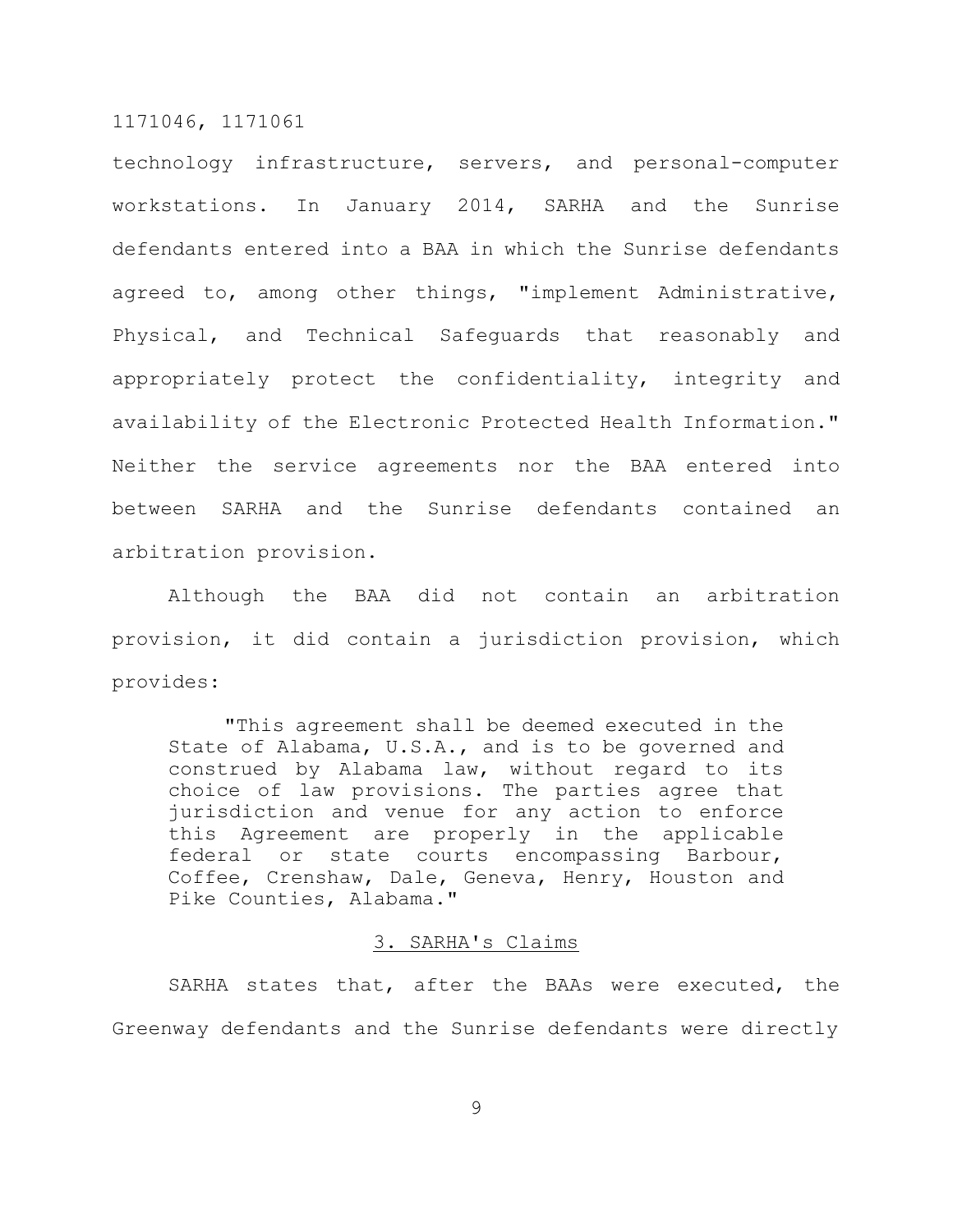technology infrastructure, servers, and personal-computer workstations. In January 2014, SARHA and the Sunrise defendants entered into a BAA in which the Sunrise defendants agreed to, among other things, "implement Administrative, Physical, and Technical Safeguards that reasonably and appropriately protect the confidentiality, integrity and availability of the Electronic Protected Health Information." Neither the service agreements nor the BAA entered into between SARHA and the Sunrise defendants contained an arbitration provision.

Although the BAA did not contain an arbitration provision, it did contain a jurisdiction provision, which provides:

> "This agreement shall be deemed executed in the State of Alabama, U.S.A., and is to be governed and construed by Alabama law, without regard to its choice of law provisions. The parties agree that jurisdiction and venue for any action to enforce this Agreement are properly in the applicable federal or state courts encompassing Barbour, Coffee, Crenshaw, Dale, Geneva, Henry, Houston and Pike Counties, Alabama."

### 3. SARHA's Claims

SARHA states that, after the BAAs were executed, the Greenway defendants and the Sunrise defendants were directly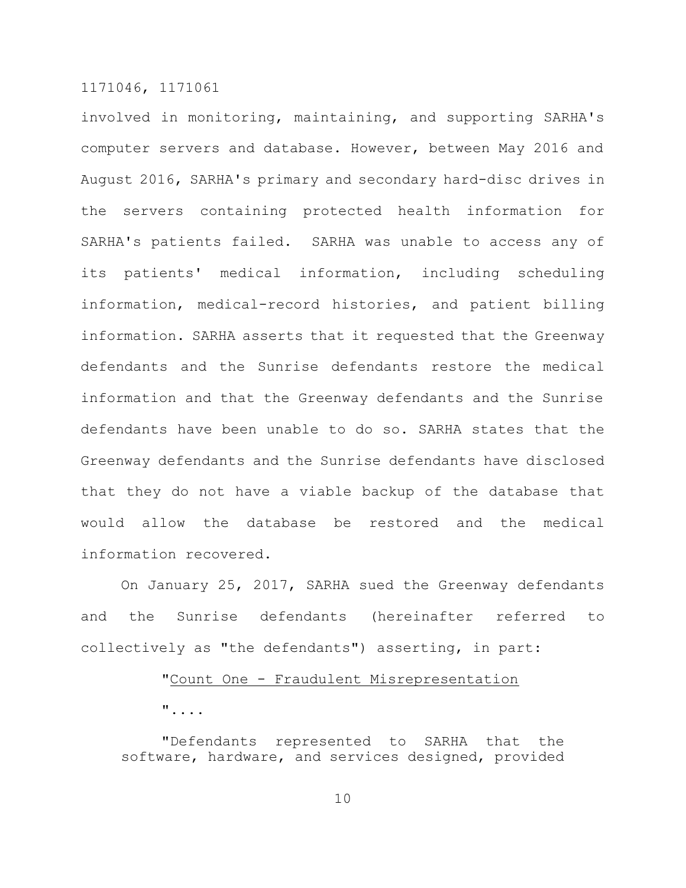involved in monitoring, maintaining, and supporting SARHA's computer servers and database. However, between May 2016 and August 2016, SARHA's primary and secondary hard-disc drives in the servers containing protected health information for SARHA's patients failed. SARHA was unable to access any of its patients' medical information, including scheduling information, medical-record histories, and patient billing information. SARHA asserts that it requested that the Greenway defendants and the Sunrise defendants restore the medical information and that the Greenway defendants and the Sunrise defendants have been unable to do so. SARHA states that the Greenway defendants and the Sunrise defendants have disclosed that they do not have a viable backup of the database that would allow the database be restored and the medical information recovered.

On January 25, 2017, SARHA sued the Greenway defendants and the Sunrise defendants (hereinafter referred to collectively as "the defendants") asserting, in part:

> "Count One - Fraudulent Misrepresentation
>
> "....
>
> "Defendants represented to SARHA that the software, hardware, and services designed, provided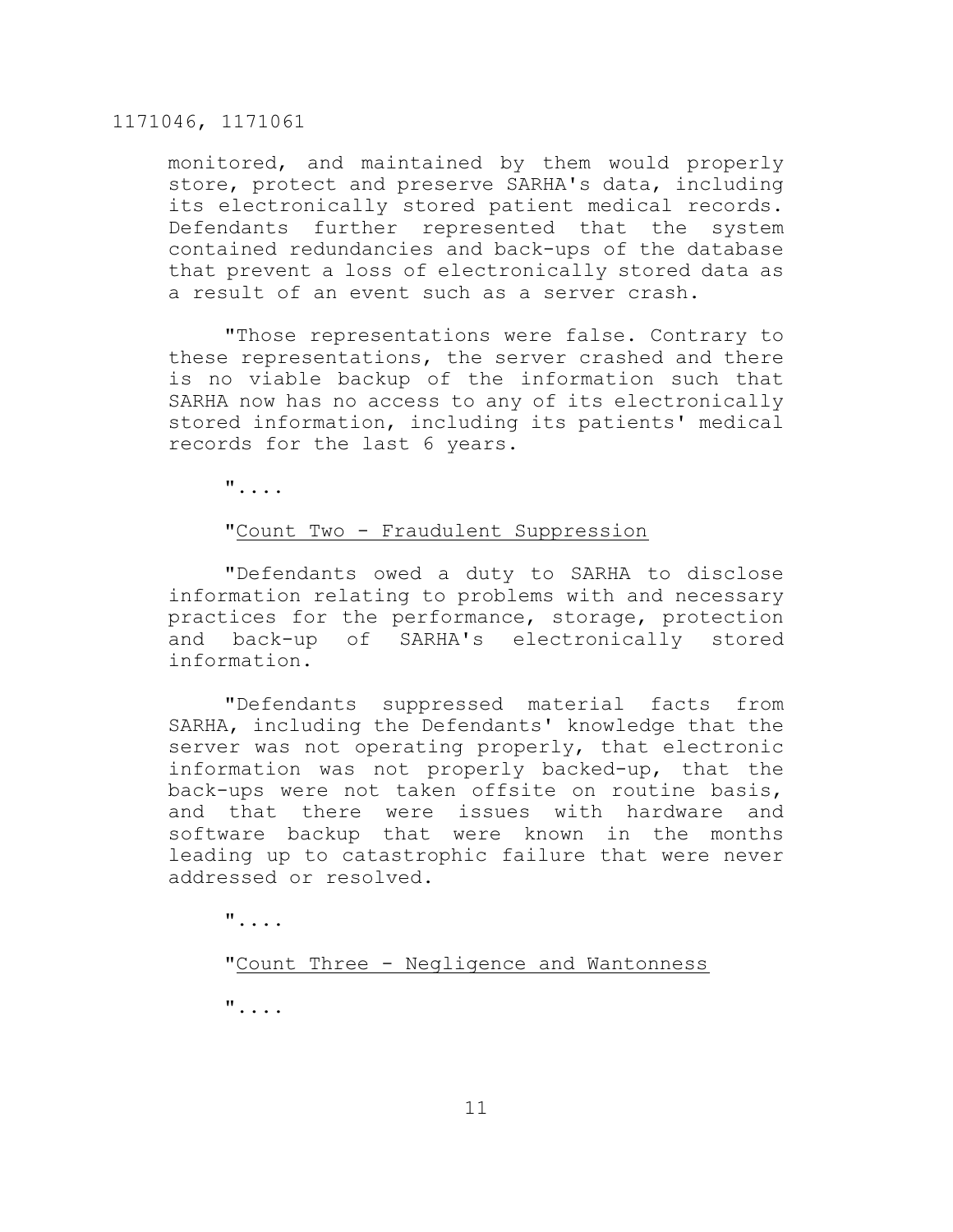monitored, and maintained by them would properly store, protect and preserve SARHA's data, including its electronically stored patient medical records. Defendants further represented that the system contained redundancies and back-ups of the database that prevent a loss of electronically stored data as a result of an event such as a server crash.

"Those representations were false. Contrary to these representations, the server crashed and there is no viable backup of the information such that SARHA now has no access to any of its electronically stored information, including its patients' medical records for the last 6 years.

"....

"Count Two - Fraudulent Suppression

"Defendants owed a duty to SARHA to disclose information relating to problems with and necessary practices for the performance, storage, protection and back-up of SARHA's electronically stored information.

"Defendants suppressed material facts from SARHA, including the Defendants' knowledge that the server was not operating properly, that electronic information was not properly backed-up, that the back-ups were not taken offsite on routine basis, and that there were issues with hardware and software backup that were known in the months leading up to catastrophic failure that were never addressed or resolved.

"....

"Count Three - Negligence and Wantonness

"....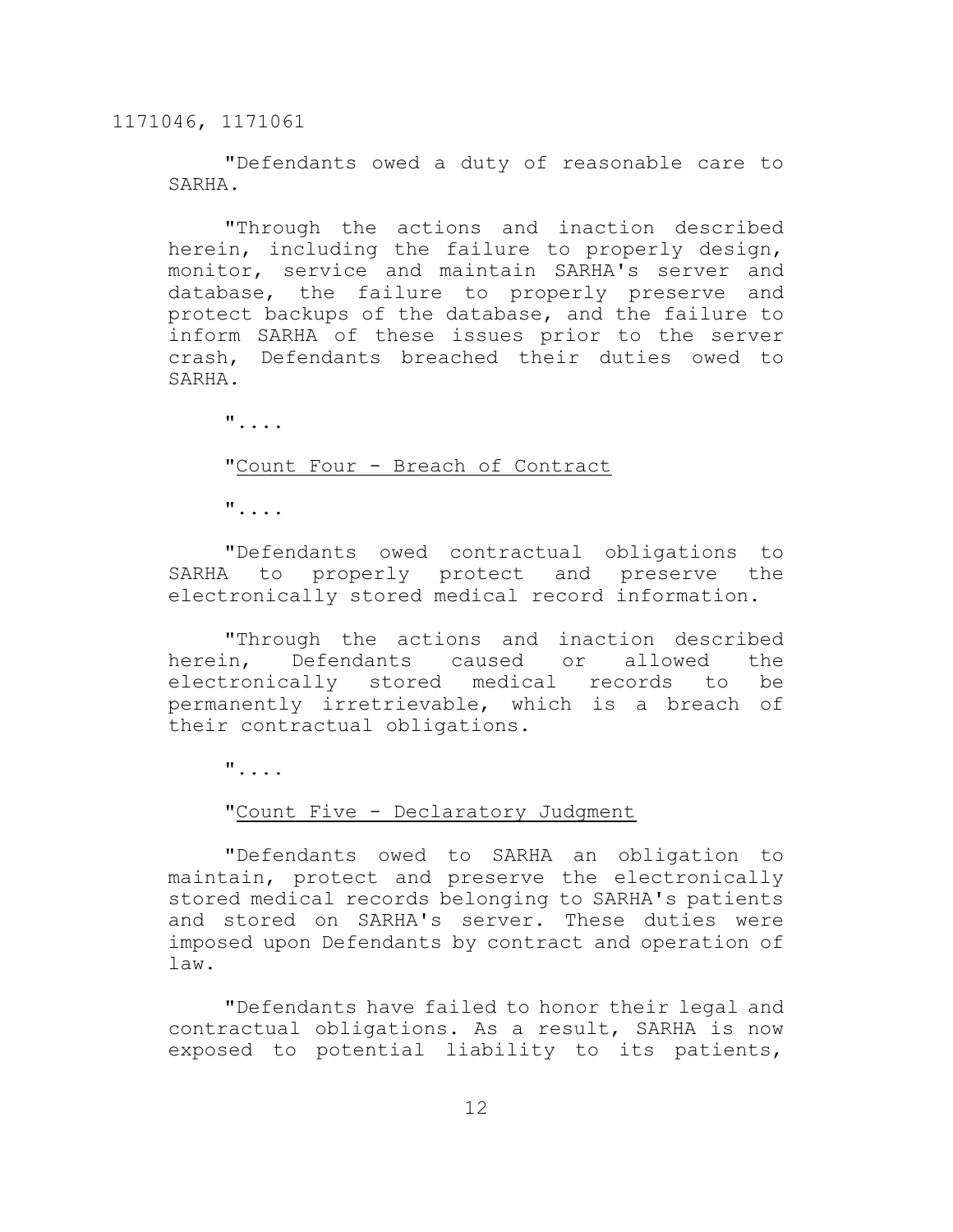"Defendants owed a duty of reasonable care to SARHA.

"Through the actions and inaction described herein, including the failure to properly design, monitor, service and maintain SARHA's server and database, the failure to properly preserve and protect backups of the database, and the failure to inform SARHA of these issues prior to the server crash, Defendants breached their duties owed to SARHA.

"....

"<u>Count Four - Breach of Contract</u>

"....

"Defendants owed contractual obligations to SARHA to properly protect and preserve the electronically stored medical record information.

"Through the actions and inaction described herein, Defendants caused or allowed the electronically stored medical records to be permanently irretrievable, which is a breach of their contractual obligations.

"....

"<u>Count Five - Declaratory Judgment</u>

"Defendants owed to SARHA an obligation to maintain, protect and preserve the electronically stored medical records belonging to SARHA's patients and stored on SARHA's server. These duties were imposed upon Defendants by contract and operation of law.

"Defendants have failed to honor their legal and contractual obligations. As a result, SARHA is now exposed to potential liability to its patients,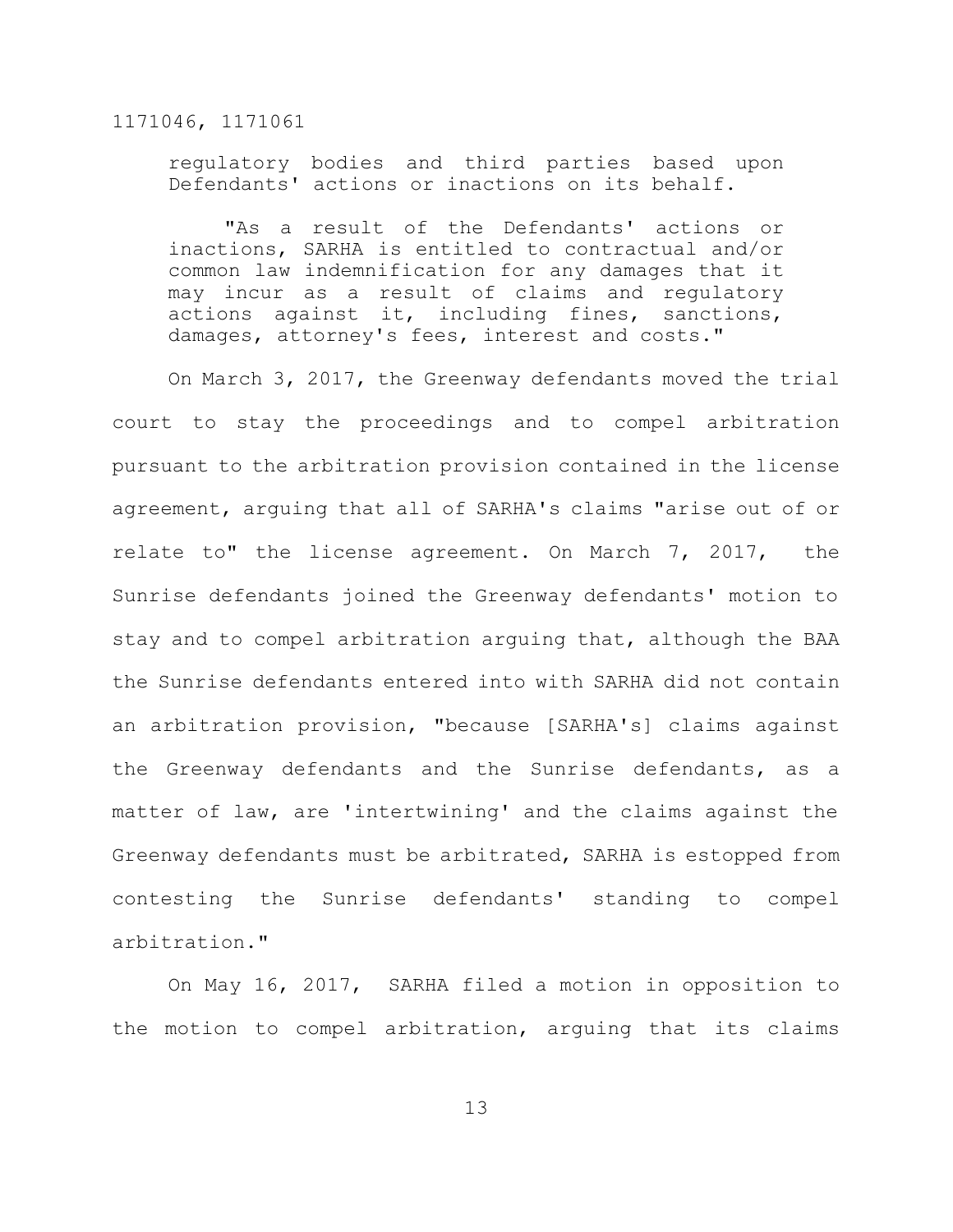> regulatory bodies and third parties based upon Defendants' actions or inactions on its behalf.
>
> "As a result of the Defendants' actions or inactions, SARHA is entitled to contractual and/or common law indemnification for any damages that it may incur as a result of claims and regulatory actions against it, including fines, sanctions, damages, attorney's fees, interest and costs."

On March 3, 2017, the Greenway defendants moved the trial court to stay the proceedings and to compel arbitration pursuant to the arbitration provision contained in the license agreement, arguing that all of SARHA's claims "arise out of or relate to" the license agreement. On March 7, 2017, the Sunrise defendants joined the Greenway defendants' motion to stay and to compel arbitration arguing that, although the BAA the Sunrise defendants entered into with SARHA did not contain an arbitration provision, "because [SARHA's] claims against the Greenway defendants and the Sunrise defendants, as a matter of law, are 'intertwining' and the claims against the Greenway defendants must be arbitrated, SARHA is estopped from contesting the Sunrise defendants' standing to compel arbitration."

On May 16, 2017, SARHA filed a motion in opposition to the motion to compel arbitration, arguing that its claims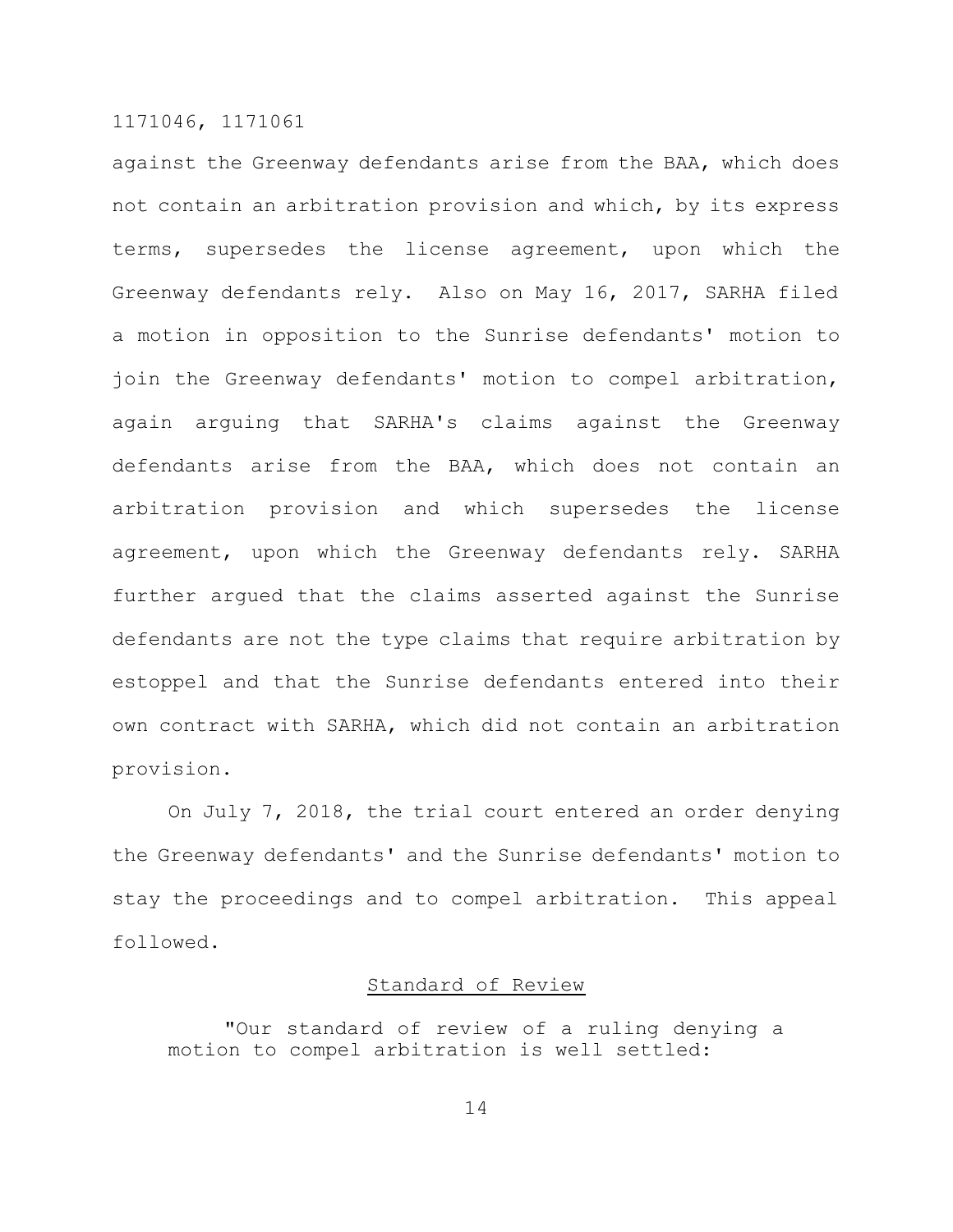against the Greenway defendants arise from the BAA, which does not contain an arbitration provision and which, by its express terms, supersedes the license agreement, upon which the Greenway defendants rely. Also on May 16, 2017, SARHA filed a motion in opposition to the Sunrise defendants' motion to join the Greenway defendants' motion to compel arbitration, again arguing that SARHA's claims against the Greenway defendants arise from the BAA, which does not contain an arbitration provision and which supersedes the license agreement, upon which the Greenway defendants rely. SARHA further argued that the claims asserted against the Sunrise defendants are not the type claims that require arbitration by estoppel and that the Sunrise defendants entered into their own contract with SARHA, which did not contain an arbitration provision.

On July 7, 2018, the trial court entered an order denying the Greenway defendants' and the Sunrise defendants' motion to stay the proceedings and to compel arbitration. This appeal followed.

## Standard of Review

> "Our standard of review of a ruling denying a motion to compel arbitration is well settled: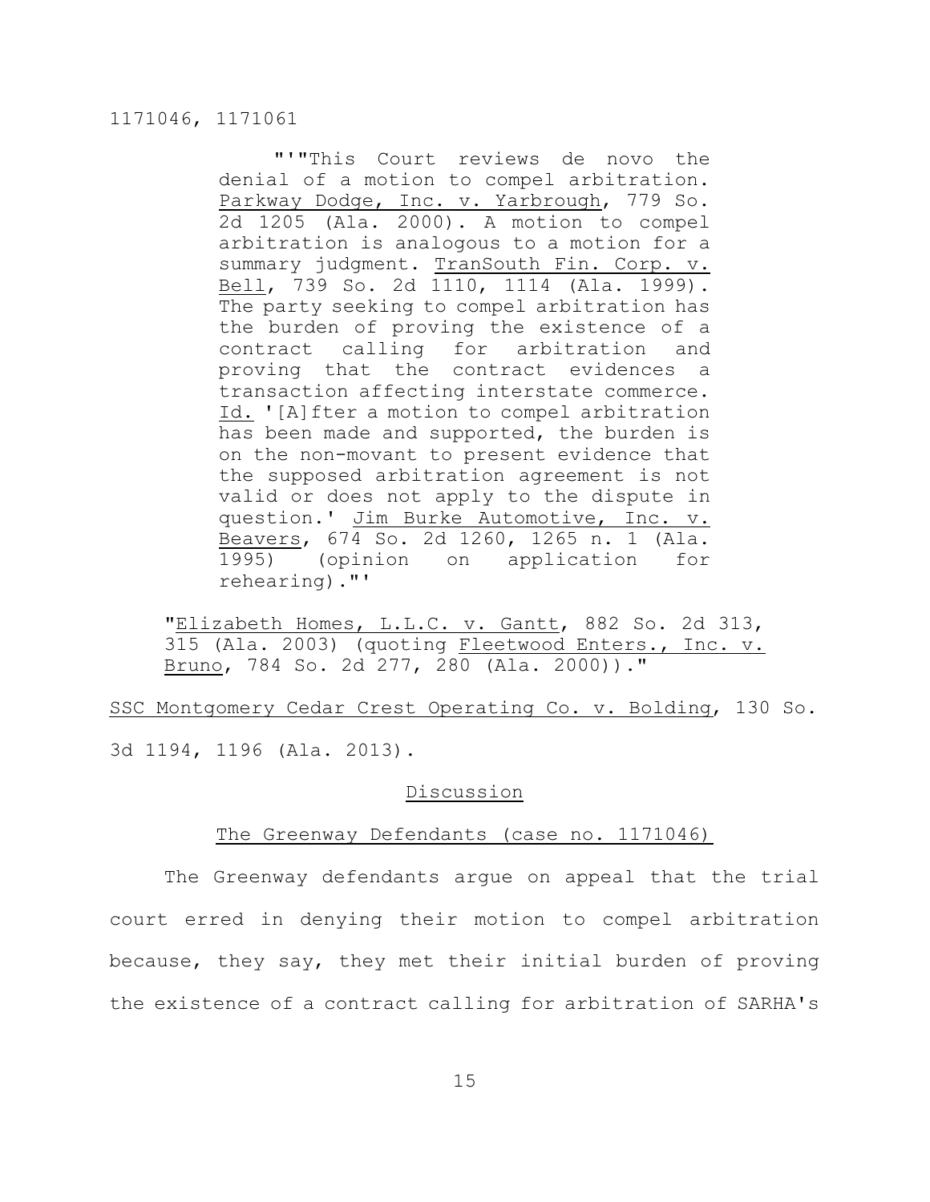"'"This Court reviews de novo the denial of a motion to compel arbitration. Parkway Dodge, Inc. v. Yarbrough, 779 So. 2d 1205 (Ala. 2000). A motion to compel arbitration is analogous to a motion for a summary judgment. TranSouth Fin. Corp. v. Bell, 739 So. 2d 1110, 1114 (Ala. 1999). The party seeking to compel arbitration has the burden of proving the existence of a contract calling for arbitration and proving that the contract evidences a transaction affecting interstate commerce. Id. '[A]fter a motion to compel arbitration has been made and supported, the burden is on the non-movant to present evidence that the supposed arbitration agreement is not valid or does not apply to the dispute in question.' Jim Burke Automotive, Inc. v. Beavers, 674 So. 2d 1260, 1265 n. 1 (Ala. 1995) (opinion on application for rehearing)."'

"Elizabeth Homes, L.L.C. v. Gantt, 882 So. 2d 313, 315 (Ala. 2003) (quoting Fleetwood Enters., Inc. v. Bruno, 784 So. 2d 277, 280 (Ala. 2000))."

SSC Montgomery Cedar Crest Operating Co. v. Bolding, 130 So. 3d 1194, 1196 (Ala. 2013).

## Discussion

### The Greenway Defendants (case no. 1171046)

The Greenway defendants argue on appeal that the trial court erred in denying their motion to compel arbitration because, they say, they met their initial burden of proving the existence of a contract calling for arbitration of SARHA's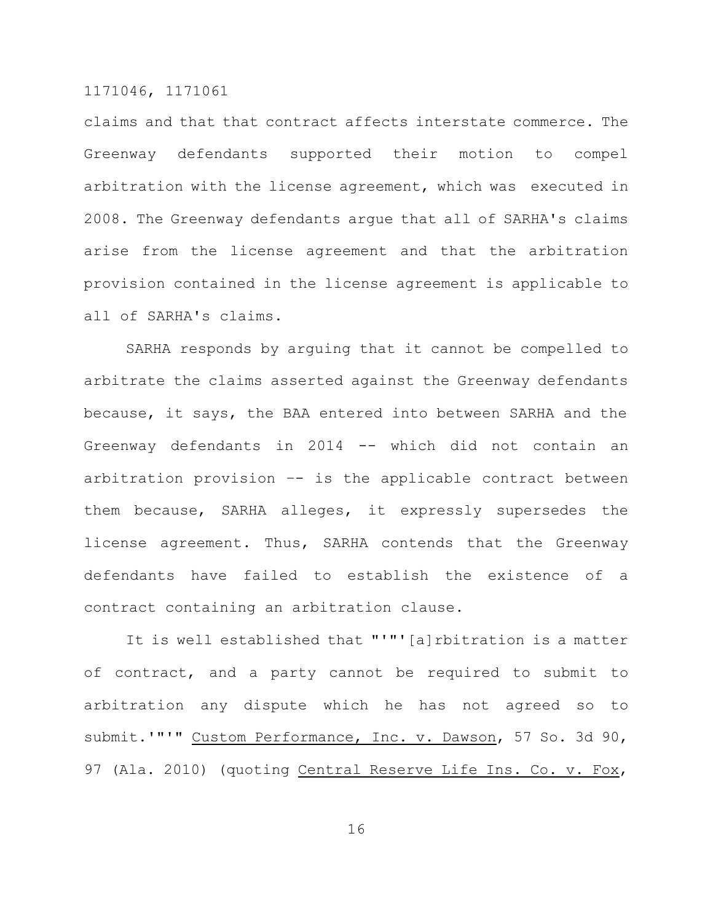claims and that that contract affects interstate commerce. The Greenway defendants supported their motion to compel arbitration with the license agreement, which was executed in 2008. The Greenway defendants argue that all of SARHA's claims arise from the license agreement and that the arbitration provision contained in the license agreement is applicable to all of SARHA's claims.

SARHA responds by arguing that it cannot be compelled to arbitrate the claims asserted against the Greenway defendants because, it says, the BAA entered into between SARHA and the Greenway defendants in 2014 -- which did not contain an arbitration provision –- is the applicable contract between them because, SARHA alleges, it expressly supersedes the license agreement. Thus, SARHA contends that the Greenway defendants have failed to establish the existence of a contract containing an arbitration clause.

It is well established that "'"'[a]rbitration is a matter of contract, and a party cannot be required to submit to arbitration any dispute which he has not agreed so to submit.'"'" Custom Performance, Inc. v. Dawson, 57 So. 3d 90, 97 (Ala. 2010) (quoting Central Reserve Life Ins. Co. v. Fox,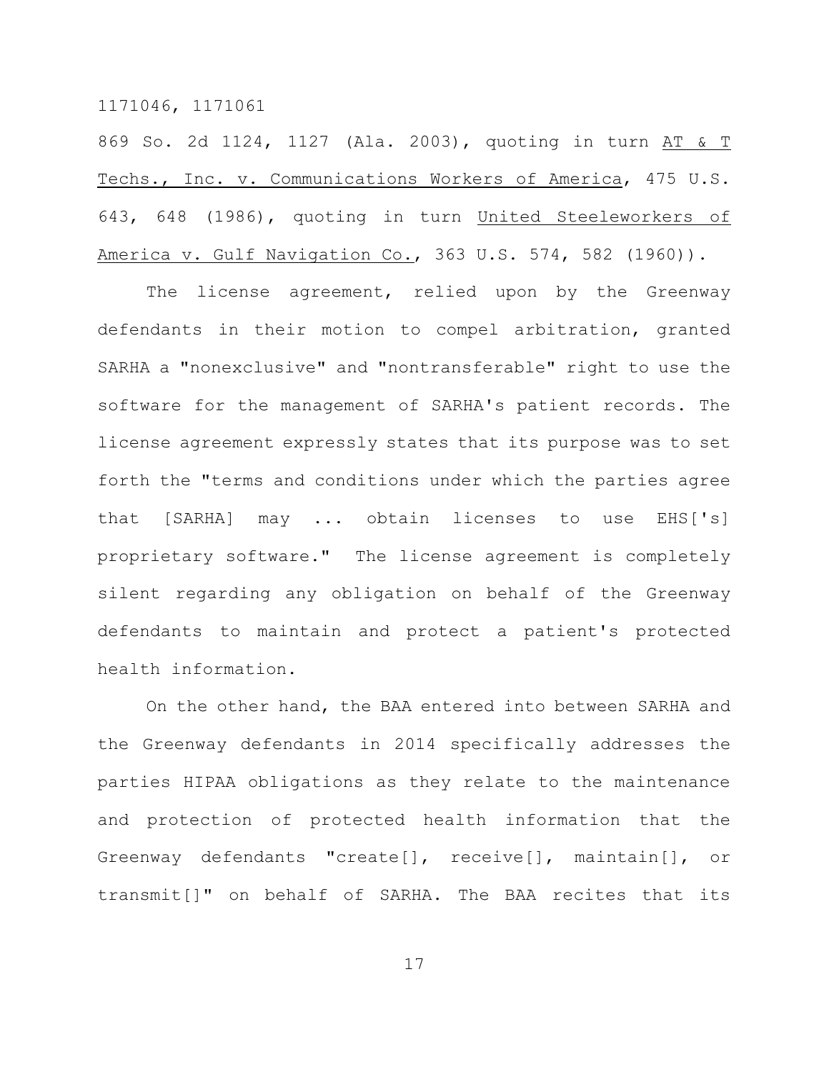869 So. 2d 1124, 1127 (Ala. 2003), quoting in turn _AT & T Techs., Inc. v. Communications Workers of America_, 475 U.S. 643, 648 (1986), quoting in turn _United Steelworkers of America v. Gulf Navigation Co._, 363 U.S. 574, 582 (1960)).

The license agreement, relied upon by the Greenway defendants in their motion to compel arbitration, granted SARHA a "nonexclusive" and "nontransferable" right to use the software for the management of SARHA's patient records. The license agreement expressly states that its purpose was to set forth the "terms and conditions under which the parties agree that [SARHA] may ... obtain licenses to use EHS['s] proprietary software." The license agreement is completely silent regarding any obligation on behalf of the Greenway defendants to maintain and protect a patient's protected health information.

On the other hand, the BAA entered into between SARHA and the Greenway defendants in 2014 specifically addresses the parties HIPAA obligations as they relate to the maintenance and protection of protected health information that the Greenway defendants "create[], receive[], maintain[], or transmit[]" on behalf of SARHA. The BAA recites that its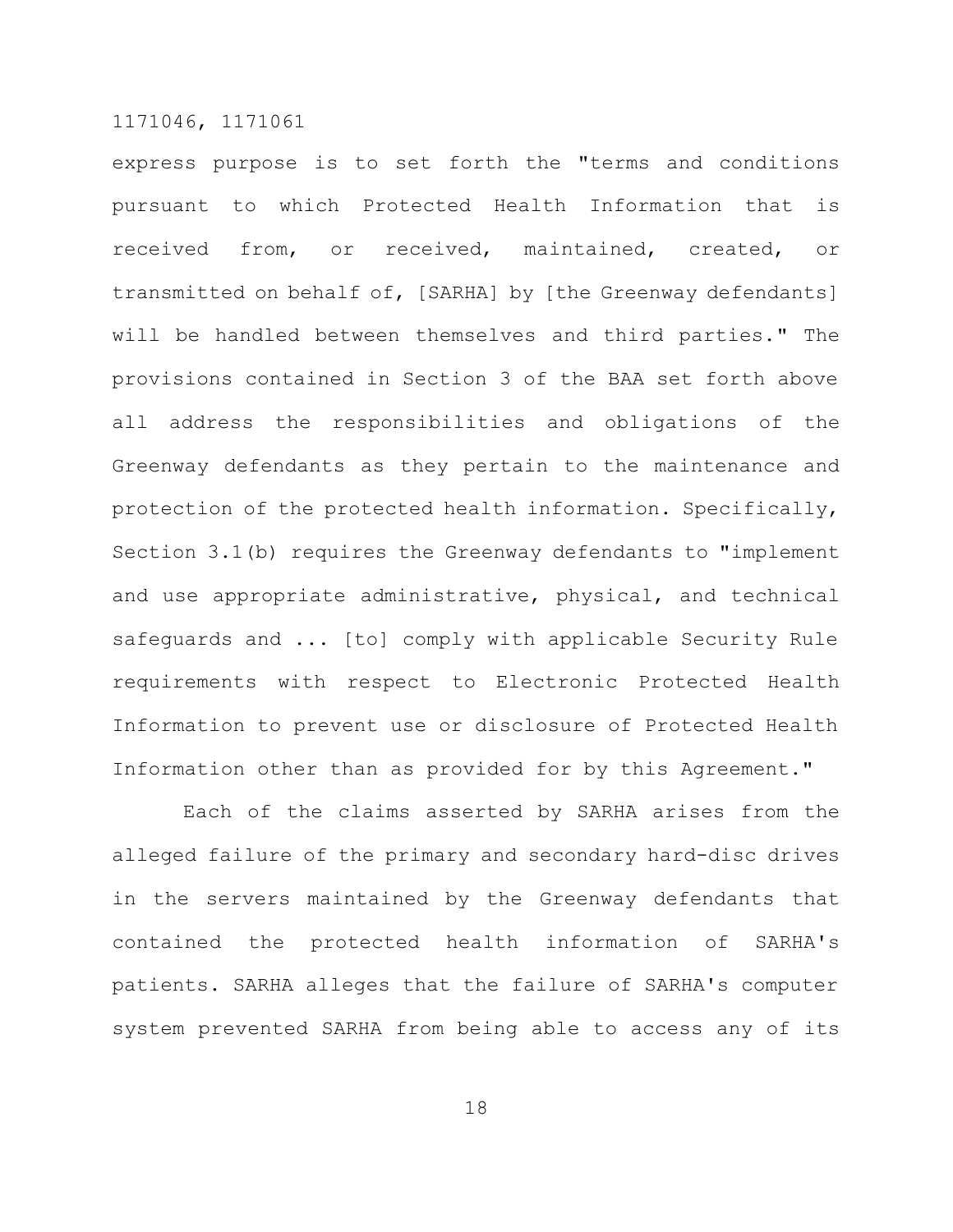express purpose is to set forth the "terms and conditions pursuant to which Protected Health Information that is received from, or received, maintained, created, or transmitted on behalf of, [SARHA] by [the Greenway defendants] will be handled between themselves and third parties." The provisions contained in Section 3 of the BAA set forth above all address the responsibilities and obligations of the Greenway defendants as they pertain to the maintenance and protection of the protected health information. Specifically, Section 3.1(b) requires the Greenway defendants to "implement and use appropriate administrative, physical, and technical safeguards and ... [to] comply with applicable Security Rule requirements with respect to Electronic Protected Health Information to prevent use or disclosure of Protected Health Information other than as provided for by this Agreement."

Each of the claims asserted by SARHA arises from the alleged failure of the primary and secondary hard-disc drives in the servers maintained by the Greenway defendants that contained the protected health information of SARHA's patients. SARHA alleges that the failure of SARHA's computer system prevented SARHA from being able to access any of its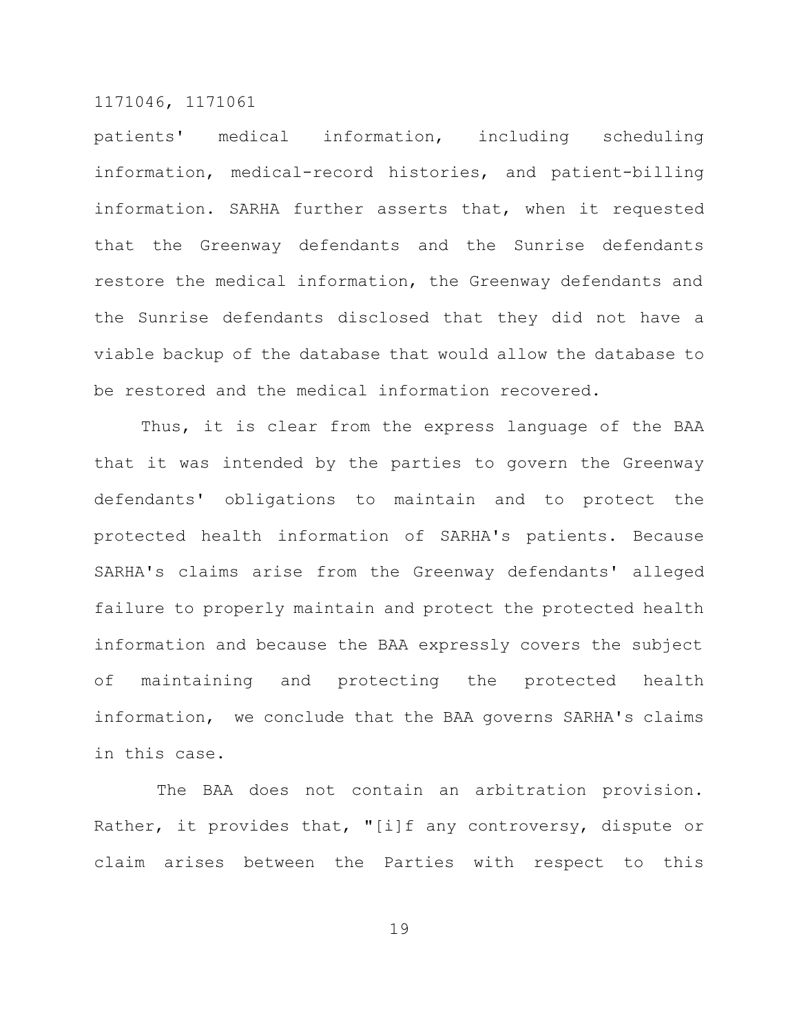patients' medical information, including scheduling information, medical-record histories, and patient-billing information. SARHA further asserts that, when it requested that the Greenway defendants and the Sunrise defendants restore the medical information, the Greenway defendants and the Sunrise defendants disclosed that they did not have a viable backup of the database that would allow the database to be restored and the medical information recovered.

Thus, it is clear from the express language of the BAA that it was intended by the parties to govern the Greenway defendants' obligations to maintain and to protect the protected health information of SARHA's patients. Because SARHA's claims arise from the Greenway defendants' alleged failure to properly maintain and protect the protected health information and because the BAA expressly covers the subject of maintaining and protecting the protected health information, we conclude that the BAA governs SARHA's claims in this case.

The BAA does not contain an arbitration provision. Rather, it provides that, "[i]f any controversy, dispute or claim arises between the Parties with respect to this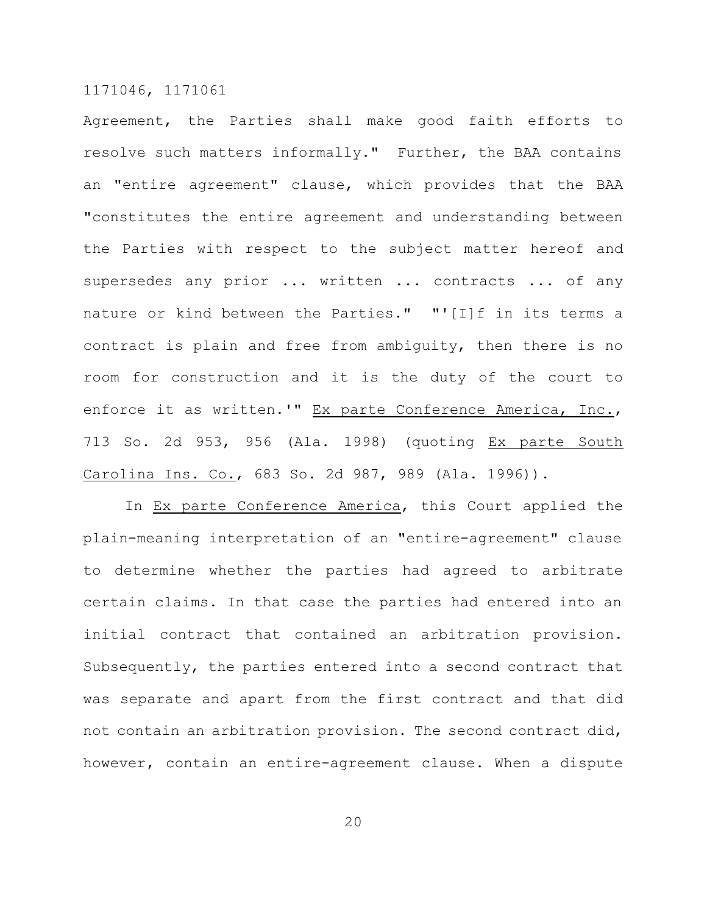Agreement, the Parties shall make good faith efforts to resolve such matters informally." Further, the BAA contains an "entire agreement" clause, which provides that the BAA "constitutes the entire agreement and understanding between the Parties with respect to the subject matter hereof and supersedes any prior ... written ... contracts ... of any nature or kind between the Parties." "'[I]f in its terms a contract is plain and free from ambiguity, then there is no room for construction and it is the duty of the court to enforce it as written.'" Ex parte Conference America, Inc., 713 So. 2d 953, 956 (Ala. 1998) (quoting Ex parte South Carolina Ins. Co., 683 So. 2d 987, 989 (Ala. 1996)).

In Ex parte Conference America, this Court applied the plain-meaning interpretation of an "entire-agreement" clause to determine whether the parties had agreed to arbitrate certain claims. In that case the parties had entered into an initial contract that contained an arbitration provision. Subsequently, the parties entered into a second contract that was separate and apart from the first contract and that did not contain an arbitration provision. The second contract did, however, contain an entire-agreement clause. When a dispute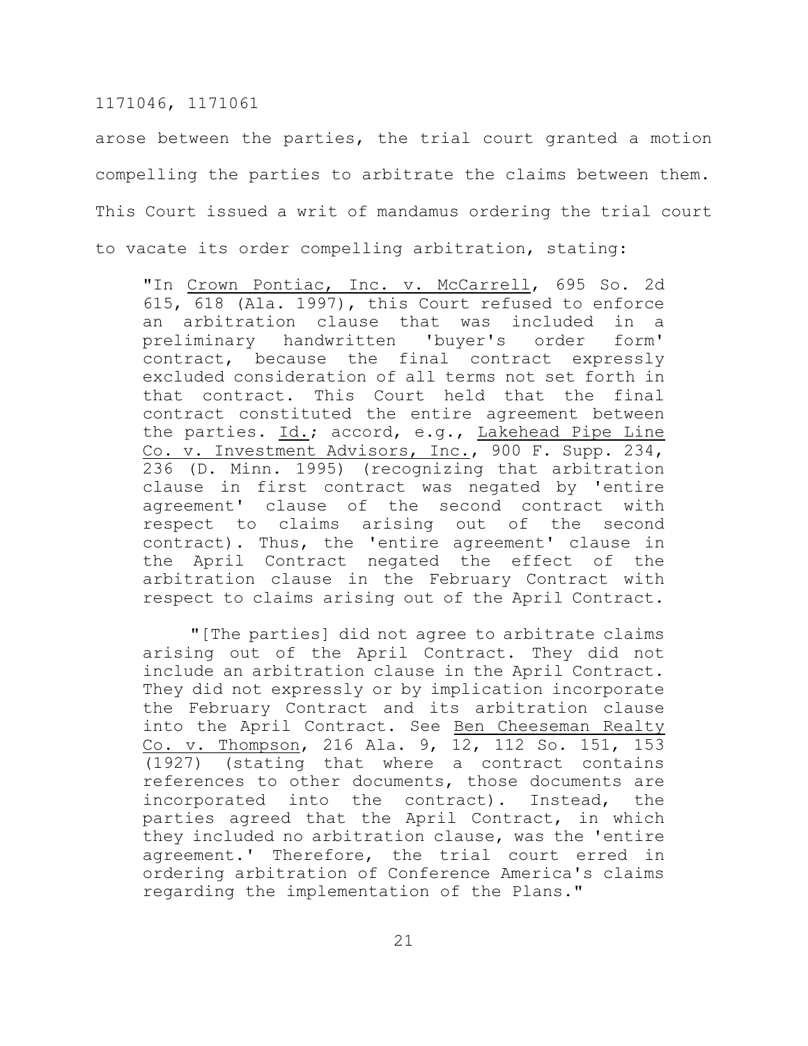arose between the parties, the trial court granted a motion compelling the parties to arbitrate the claims between them. This Court issued a writ of mandamus ordering the trial court to vacate its order compelling arbitration, stating:

> "In Crown Pontiac, Inc. v. McCarrell, 695 So. 2d 615, 618 (Ala. 1997), this Court refused to enforce an arbitration clause that was included in a preliminary handwritten 'buyer's order form' contract, because the final contract expressly excluded consideration of all terms not set forth in that contract. This Court held that the final contract constituted the entire agreement between the parties. Id.; accord, e.g., Lakehead Pipe Line Co. v. Investment Advisors, Inc., 900 F. Supp. 234, 236 (D. Minn. 1995) (recognizing that arbitration clause in first contract was negated by 'entire agreement' clause of the second contract with respect to claims arising out of the second contract). Thus, the 'entire agreement' clause in the April Contract negated the effect of the arbitration clause in the February Contract with respect to claims arising out of the April Contract.
>
> "[The parties] did not agree to arbitrate claims arising out of the April Contract. They did not include an arbitration clause in the April Contract. They did not expressly or by implication incorporate the February Contract and its arbitration clause into the April Contract. See Ben Cheeseman Realty Co. v. Thompson, 216 Ala. 9, 12, 112 So. 151, 153 (1927) (stating that where a contract contains references to other documents, those documents are incorporated into the contract). Instead, the parties agreed that the April Contract, in which they included no arbitration clause, was the 'entire agreement.' Therefore, the trial court erred in ordering arbitration of Conference America's claims regarding the implementation of the Plans."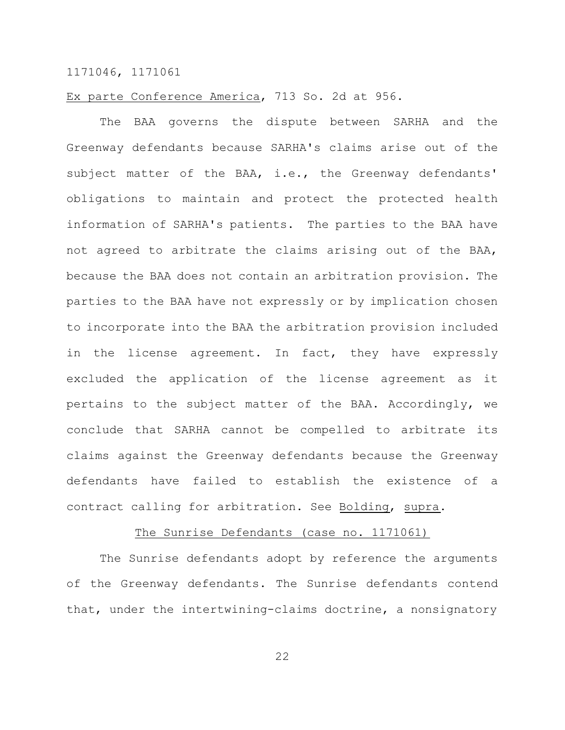*Ex parte Conference America*, 713 So. 2d at 956.

The BAA governs the dispute between SARHA and the Greenway defendants because SARHA's claims arise out of the subject matter of the BAA, i.e., the Greenway defendants' obligations to maintain and protect the protected health information of SARHA's patients. The parties to the BAA have not agreed to arbitrate the claims arising out of the BAA, because the BAA does not contain an arbitration provision. The parties to the BAA have not expressly or by implication chosen to incorporate into the BAA the arbitration provision included in the license agreement. In fact, they have expressly excluded the application of the license agreement as it pertains to the subject matter of the BAA. Accordingly, we conclude that SARHA cannot be compelled to arbitrate its claims against the Greenway defendants because the Greenway defendants have failed to establish the existence of a contract calling for arbitration. See *Bolding*, *supra*.

## The Sunrise Defendants (case no. 1171061)

The Sunrise defendants adopt by reference the arguments of the Greenway defendants. The Sunrise defendants contend that, under the intertwining-claims doctrine, a nonsignatory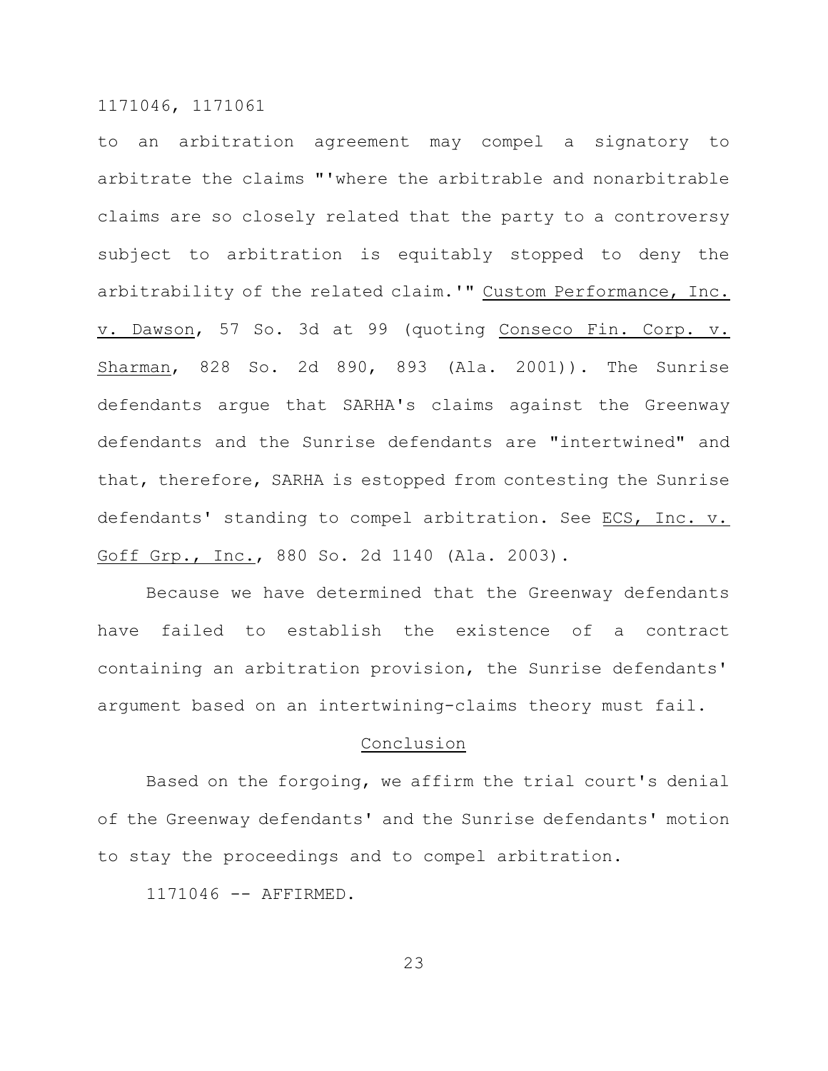to an arbitration agreement may compel a signatory to arbitrate the claims "'where the arbitrable and nonarbitrable claims are so closely related that the party to a controversy subject to arbitration is equitably stopped to deny the arbitrability of the related claim.'" <u>Custom Performance, Inc. v. Dawson</u>, 57 So. 3d at 99 (quoting <u>Conseco Fin. Corp. v. Sharman</u>, 828 So. 2d 890, 893 (Ala. 2001)). The Sunrise defendants argue that SARHA's claims against the Greenway defendants and the Sunrise defendants are "intertwined" and that, therefore, SARHA is estopped from contesting the Sunrise defendants' standing to compel arbitration. See <u>ECS, Inc. v. Goff Grp., Inc.</u>, 880 So. 2d 1140 (Ala. 2003).

Because we have determined that the Greenway defendants have failed to establish the existence of a contract containing an arbitration provision, the Sunrise defendants' argument based on an intertwining-claims theory must fail.

## Conclusion

Based on the forgoing, we affirm the trial court's denial of the Greenway defendants' and the Sunrise defendants' motion to stay the proceedings and to compel arbitration.

1171046 -- AFFIRMED.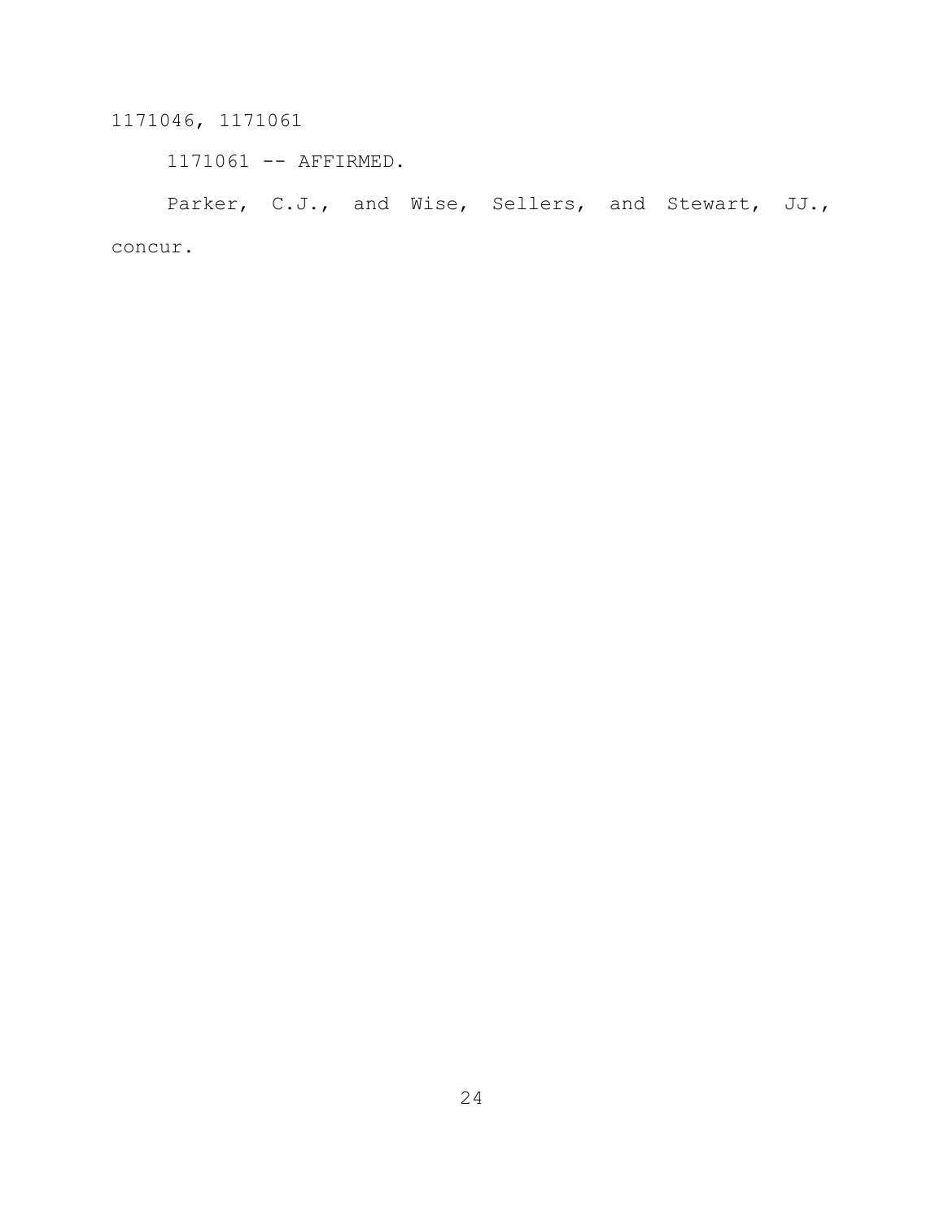1171061 -- AFFIRMED.

Parker, C.J., and Wise, Sellers, and Stewart, JJ., concur.